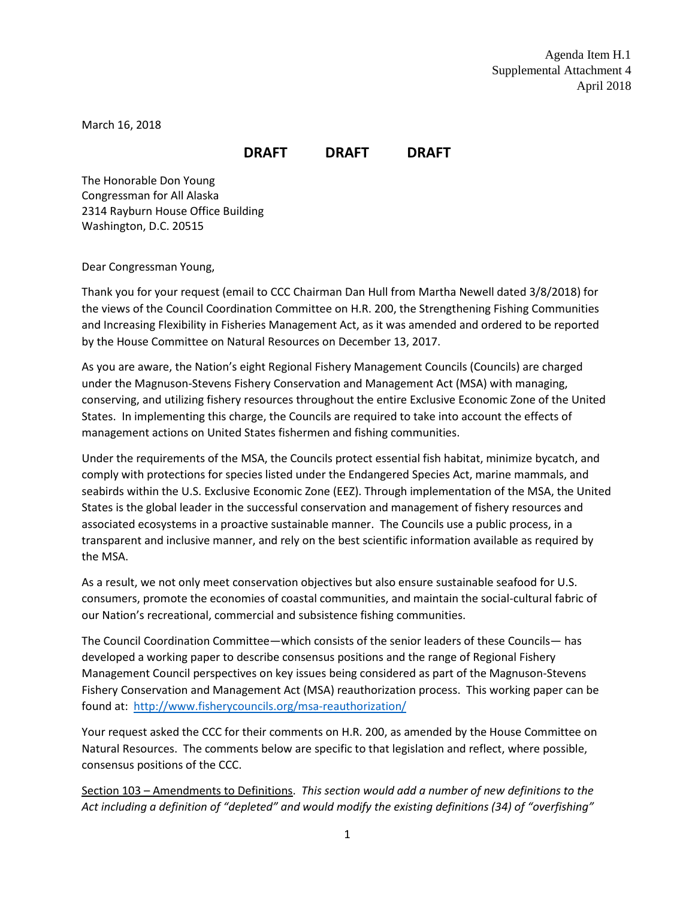Agenda Item H.1
Supplemental Attachment 4
April 2018

March 16, 2018

**DRAFT DRAFT DRAFT**

The Honorable Don Young
Congressman for All Alaska
2314 Rayburn House Office Building
Washington, D.C. 20515

Dear Congressman Young,

Thank you for your request (email to CCC Chairman Dan Hull from Martha Newell dated 3/8/2018) for the views of the Council Coordination Committee on H.R. 200, the Strengthening Fishing Communities and Increasing Flexibility in Fisheries Management Act, as it was amended and ordered to be reported by the House Committee on Natural Resources on December 13, 2017.

As you are aware, the Nation's eight Regional Fishery Management Councils (Councils) are charged under the Magnuson-Stevens Fishery Conservation and Management Act (MSA) with managing, conserving, and utilizing fishery resources throughout the entire Exclusive Economic Zone of the United States. In implementing this charge, the Councils are required to take into account the effects of management actions on United States fishermen and fishing communities.

Under the requirements of the MSA, the Councils protect essential fish habitat, minimize bycatch, and comply with protections for species listed under the Endangered Species Act, marine mammals, and seabirds within the U.S. Exclusive Economic Zone (EEZ). Through implementation of the MSA, the United States is the global leader in the successful conservation and management of fishery resources and associated ecosystems in a proactive sustainable manner. The Councils use a public process, in a transparent and inclusive manner, and rely on the best scientific information available as required by the MSA.

As a result, we not only meet conservation objectives but also ensure sustainable seafood for U.S. consumers, promote the economies of coastal communities, and maintain the social-cultural fabric of our Nation's recreational, commercial and subsistence fishing communities.

The Council Coordination Committee—which consists of the senior leaders of these Councils— has developed a working paper to describe consensus positions and the range of Regional Fishery Management Council perspectives on key issues being considered as part of the Magnuson-Stevens Fishery Conservation and Management Act (MSA) reauthorization process. This working paper can be found at: http://www.fisherycouncils.org/msa-reauthorization/

Your request asked the CCC for their comments on H.R. 200, as amended by the House Committee on Natural Resources. The comments below are specific to that legislation and reflect, where possible, consensus positions of the CCC.

Section 103 – Amendments to Definitions. *This section would add a number of new definitions to the Act including a definition of "depleted" and would modify the existing definitions (34) of "overfishing"*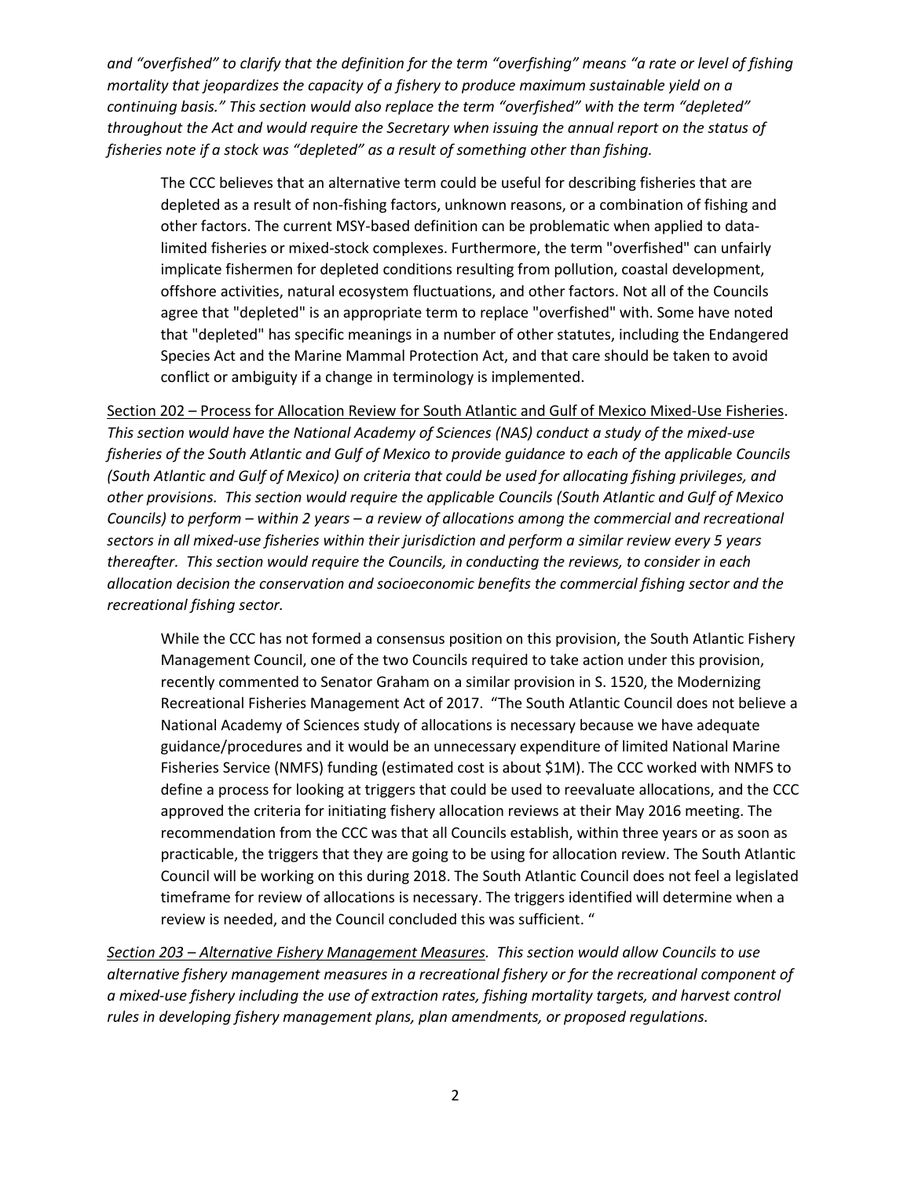*and "overfished" to clarify that the definition for the term "overfishing" means "a rate or level of fishing mortality that jeopardizes the capacity of a fishery to produce maximum sustainable yield on a continuing basis." This section would also replace the term "overfished" with the term "depleted" throughout the Act and would require the Secretary when issuing the annual report on the status of fisheries note if a stock was "depleted" as a result of something other than fishing.*

> The CCC believes that an alternative term could be useful for describing fisheries that are depleted as a result of non-fishing factors, unknown reasons, or a combination of fishing and other factors. The current MSY-based definition can be problematic when applied to data-limited fisheries or mixed-stock complexes. Furthermore, the term "overfished" can unfairly implicate fishermen for depleted conditions resulting from pollution, coastal development, offshore activities, natural ecosystem fluctuations, and other factors. Not all of the Councils agree that "depleted" is an appropriate term to replace "overfished" with. Some have noted that "depleted" has specific meanings in a number of other statutes, including the Endangered Species Act and the Marine Mammal Protection Act, and that care should be taken to avoid conflict or ambiguity if a change in terminology is implemented.

<u>Section 202 – Process for Allocation Review for South Atlantic and Gulf of Mexico Mixed-Use Fisheries</u>. *This section would have the National Academy of Sciences (NAS) conduct a study of the mixed-use fisheries of the South Atlantic and Gulf of Mexico to provide guidance to each of the applicable Councils (South Atlantic and Gulf of Mexico) on criteria that could be used for allocating fishing privileges, and other provisions. This section would require the applicable Councils (South Atlantic and Gulf of Mexico Councils) to perform – within 2 years – a review of allocations among the commercial and recreational sectors in all mixed-use fisheries within their jurisdiction and perform a similar review every 5 years thereafter. This section would require the Councils, in conducting the reviews, to consider in each allocation decision the conservation and socioeconomic benefits the commercial fishing sector and the recreational fishing sector.*

> While the CCC has not formed a consensus position on this provision, the South Atlantic Fishery Management Council, one of the two Councils required to take action under this provision, recently commented to Senator Graham on a similar provision in S. 1520, the Modernizing Recreational Fisheries Management Act of 2017. "The South Atlantic Council does not believe a National Academy of Sciences study of allocations is necessary because we have adequate guidance/procedures and it would be an unnecessary expenditure of limited National Marine Fisheries Service (NMFS) funding (estimated cost is about $1M). The CCC worked with NMFS to define a process for looking at triggers that could be used to reevaluate allocations, and the CCC approved the criteria for initiating fishery allocation reviews at their May 2016 meeting. The recommendation from the CCC was that all Councils establish, within three years or as soon as practicable, the triggers that they are going to be using for allocation review. The South Atlantic Council will be working on this during 2018. The South Atlantic Council does not feel a legislated timeframe for review of allocations is necessary. The triggers identified will determine when a review is needed, and the Council concluded this was sufficient. "

*<u>Section 203 – Alternative Fishery Management Measures</u>. This section would allow Councils to use alternative fishery management measures in a recreational fishery or for the recreational component of a mixed-use fishery including the use of extraction rates, fishing mortality targets, and harvest control rules in developing fishery management plans, plan amendments, or proposed regulations.*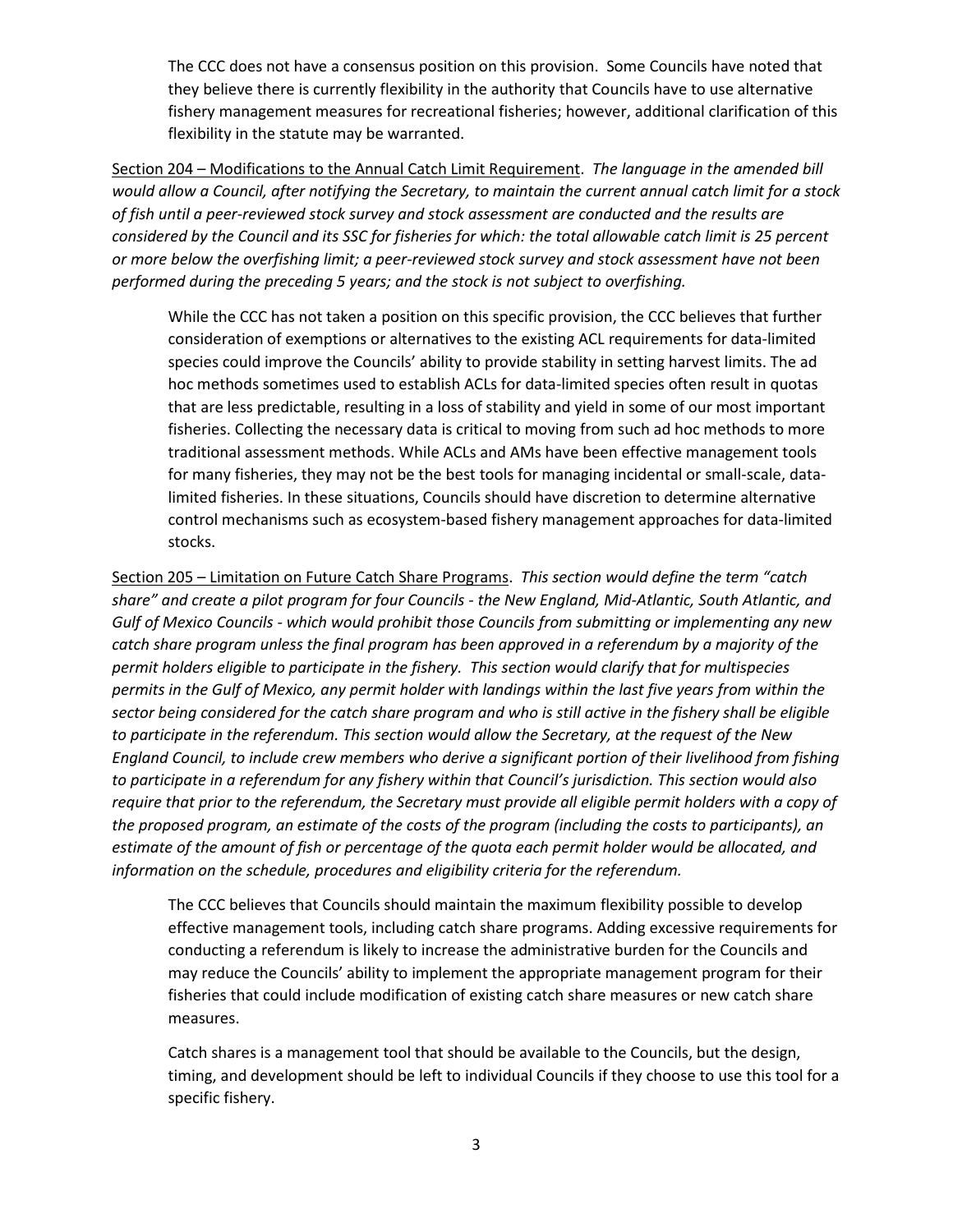The CCC does not have a consensus position on this provision. Some Councils have noted that they believe there is currently flexibility in the authority that Councils have to use alternative fishery management measures for recreational fisheries; however, additional clarification of this flexibility in the statute may be warranted.

<u>Section 204 – Modifications to the Annual Catch Limit Requirement</u>. *The language in the amended bill would allow a Council, after notifying the Secretary, to maintain the current annual catch limit for a stock of fish until a peer-reviewed stock survey and stock assessment are conducted and the results are considered by the Council and its SSC for fisheries for which: the total allowable catch limit is 25 percent or more below the overfishing limit; a peer-reviewed stock survey and stock assessment have not been performed during the preceding 5 years; and the stock is not subject to overfishing.*

While the CCC has not taken a position on this specific provision, the CCC believes that further consideration of exemptions or alternatives to the existing ACL requirements for data-limited species could improve the Councils' ability to provide stability in setting harvest limits. The ad hoc methods sometimes used to establish ACLs for data-limited species often result in quotas that are less predictable, resulting in a loss of stability and yield in some of our most important fisheries. Collecting the necessary data is critical to moving from such ad hoc methods to more traditional assessment methods. While ACLs and AMs have been effective management tools for many fisheries, they may not be the best tools for managing incidental or small-scale, data-limited fisheries. In these situations, Councils should have discretion to determine alternative control mechanisms such as ecosystem-based fishery management approaches for data-limited stocks.

<u>Section 205 – Limitation on Future Catch Share Programs</u>. *This section would define the term "catch share" and create a pilot program for four Councils - the New England, Mid-Atlantic, South Atlantic, and Gulf of Mexico Councils - which would prohibit those Councils from submitting or implementing any new catch share program unless the final program has been approved in a referendum by a majority of the permit holders eligible to participate in the fishery. This section would clarify that for multispecies permits in the Gulf of Mexico, any permit holder with landings within the last five years from within the sector being considered for the catch share program and who is still active in the fishery shall be eligible to participate in the referendum. This section would allow the Secretary, at the request of the New England Council, to include crew members who derive a significant portion of their livelihood from fishing to participate in a referendum for any fishery within that Council's jurisdiction. This section would also require that prior to the referendum, the Secretary must provide all eligible permit holders with a copy of the proposed program, an estimate of the costs of the program (including the costs to participants), an estimate of the amount of fish or percentage of the quota each permit holder would be allocated, and information on the schedule, procedures and eligibility criteria for the referendum.*

The CCC believes that Councils should maintain the maximum flexibility possible to develop effective management tools, including catch share programs. Adding excessive requirements for conducting a referendum is likely to increase the administrative burden for the Councils and may reduce the Councils' ability to implement the appropriate management program for their fisheries that could include modification of existing catch share measures or new catch share measures.

Catch shares is a management tool that should be available to the Councils, but the design, timing, and development should be left to individual Councils if they choose to use this tool for a specific fishery.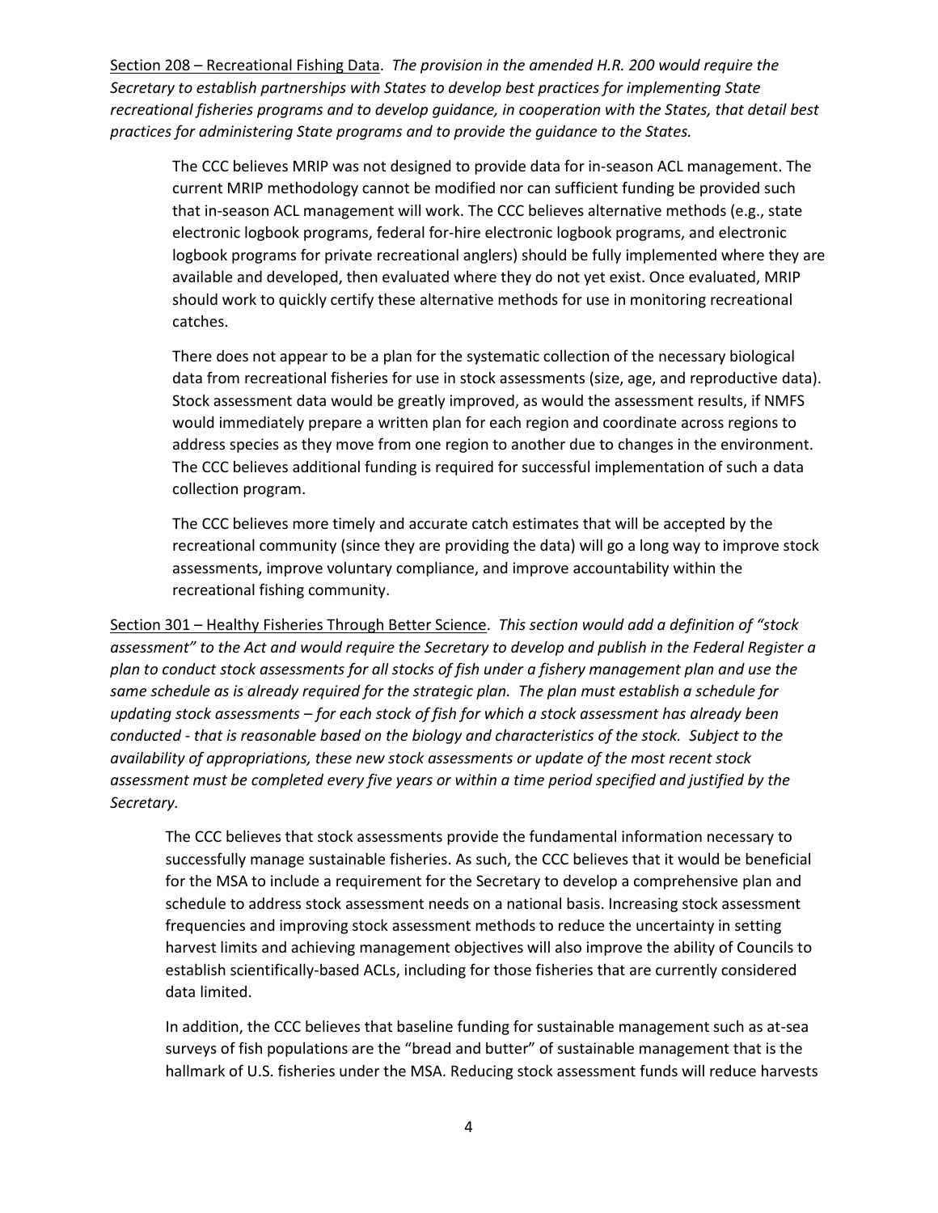<u>Section 208 – Recreational Fishing Data</u>. *The provision in the amended H.R. 200 would require the Secretary to establish partnerships with States to develop best practices for implementing State recreational fisheries programs and to develop guidance, in cooperation with the States, that detail best practices for administering State programs and to provide the guidance to the States.*

> The CCC believes MRIP was not designed to provide data for in-season ACL management. The current MRIP methodology cannot be modified nor can sufficient funding be provided such that in-season ACL management will work. The CCC believes alternative methods (e.g., state electronic logbook programs, federal for-hire electronic logbook programs, and electronic logbook programs for private recreational anglers) should be fully implemented where they are available and developed, then evaluated where they do not yet exist. Once evaluated, MRIP should work to quickly certify these alternative methods for use in monitoring recreational catches.
>
> There does not appear to be a plan for the systematic collection of the necessary biological data from recreational fisheries for use in stock assessments (size, age, and reproductive data). Stock assessment data would be greatly improved, as would the assessment results, if NMFS would immediately prepare a written plan for each region and coordinate across regions to address species as they move from one region to another due to changes in the environment. The CCC believes additional funding is required for successful implementation of such a data collection program.
>
> The CCC believes more timely and accurate catch estimates that will be accepted by the recreational community (since they are providing the data) will go a long way to improve stock assessments, improve voluntary compliance, and improve accountability within the recreational fishing community.

<u>Section 301 – Healthy Fisheries Through Better Science</u>. *This section would add a definition of "stock assessment" to the Act and would require the Secretary to develop and publish in the Federal Register a plan to conduct stock assessments for all stocks of fish under a fishery management plan and use the same schedule as is already required for the strategic plan. The plan must establish a schedule for updating stock assessments – for each stock of fish for which a stock assessment has already been conducted - that is reasonable based on the biology and characteristics of the stock. Subject to the availability of appropriations, these new stock assessments or update of the most recent stock assessment must be completed every five years or within a time period specified and justified by the Secretary.*

> The CCC believes that stock assessments provide the fundamental information necessary to successfully manage sustainable fisheries. As such, the CCC believes that it would be beneficial for the MSA to include a requirement for the Secretary to develop a comprehensive plan and schedule to address stock assessment needs on a national basis. Increasing stock assessment frequencies and improving stock assessment methods to reduce the uncertainty in setting harvest limits and achieving management objectives will also improve the ability of Councils to establish scientifically-based ACLs, including for those fisheries that are currently considered data limited.
>
> In addition, the CCC believes that baseline funding for sustainable management such as at-sea surveys of fish populations are the "bread and butter" of sustainable management that is the hallmark of U.S. fisheries under the MSA. Reducing stock assessment funds will reduce harvests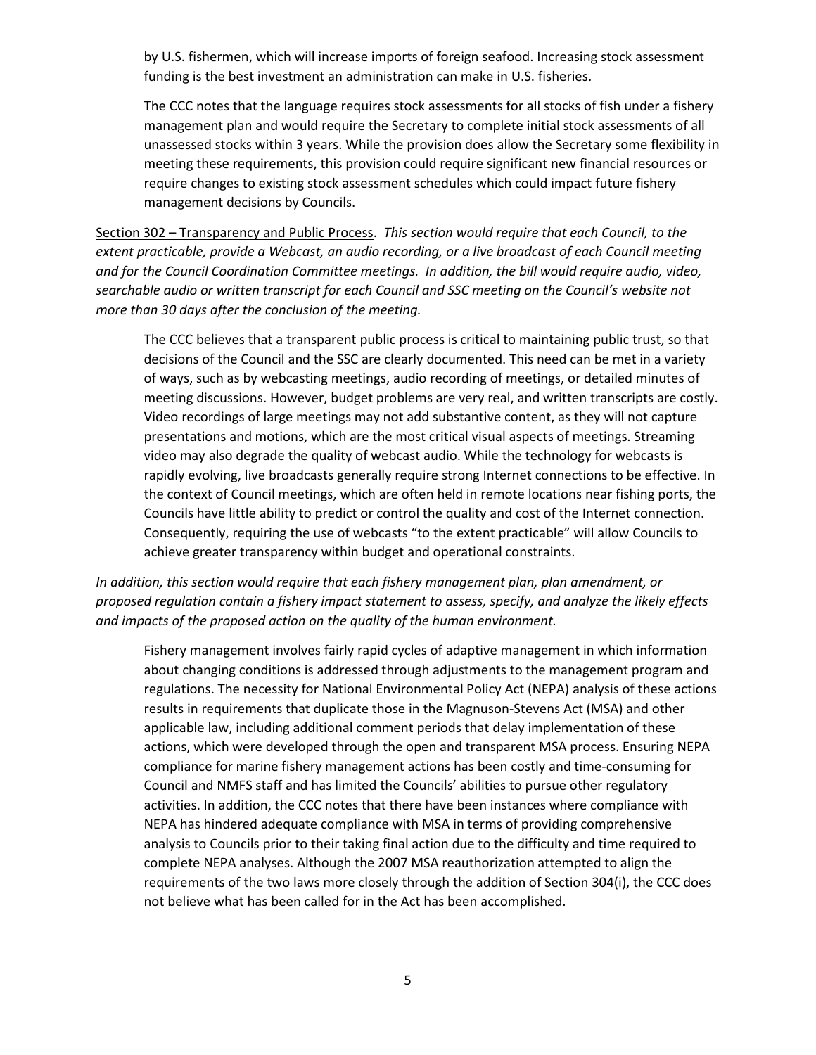by U.S. fishermen, which will increase imports of foreign seafood. Increasing stock assessment funding is the best investment an administration can make in U.S. fisheries.

The CCC notes that the language requires stock assessments for all stocks of fish under a fishery management plan and would require the Secretary to complete initial stock assessments of all unassessed stocks within 3 years. While the provision does allow the Secretary some flexibility in meeting these requirements, this provision could require significant new financial resources or require changes to existing stock assessment schedules which could impact future fishery management decisions by Councils.

Section 302 – Transparency and Public Process. *This section would require that each Council, to the extent practicable, provide a Webcast, an audio recording, or a live broadcast of each Council meeting and for the Council Coordination Committee meetings. In addition, the bill would require audio, video, searchable audio or written transcript for each Council and SSC meeting on the Council's website not more than 30 days after the conclusion of the meeting.*

The CCC believes that a transparent public process is critical to maintaining public trust, so that decisions of the Council and the SSC are clearly documented. This need can be met in a variety of ways, such as by webcasting meetings, audio recording of meetings, or detailed minutes of meeting discussions. However, budget problems are very real, and written transcripts are costly. Video recordings of large meetings may not add substantive content, as they will not capture presentations and motions, which are the most critical visual aspects of meetings. Streaming video may also degrade the quality of webcast audio. While the technology for webcasts is rapidly evolving, live broadcasts generally require strong Internet connections to be effective. In the context of Council meetings, which are often held in remote locations near fishing ports, the Councils have little ability to predict or control the quality and cost of the Internet connection. Consequently, requiring the use of webcasts "to the extent practicable" will allow Councils to achieve greater transparency within budget and operational constraints.

*In addition, this section would require that each fishery management plan, plan amendment, or proposed regulation contain a fishery impact statement to assess, specify, and analyze the likely effects and impacts of the proposed action on the quality of the human environment.*

Fishery management involves fairly rapid cycles of adaptive management in which information about changing conditions is addressed through adjustments to the management program and regulations. The necessity for National Environmental Policy Act (NEPA) analysis of these actions results in requirements that duplicate those in the Magnuson-Stevens Act (MSA) and other applicable law, including additional comment periods that delay implementation of these actions, which were developed through the open and transparent MSA process. Ensuring NEPA compliance for marine fishery management actions has been costly and time-consuming for Council and NMFS staff and has limited the Councils' abilities to pursue other regulatory activities. In addition, the CCC notes that there have been instances where compliance with NEPA has hindered adequate compliance with MSA in terms of providing comprehensive analysis to Councils prior to their taking final action due to the difficulty and time required to complete NEPA analyses. Although the 2007 MSA reauthorization attempted to align the requirements of the two laws more closely through the addition of Section 304(i), the CCC does not believe what has been called for in the Act has been accomplished.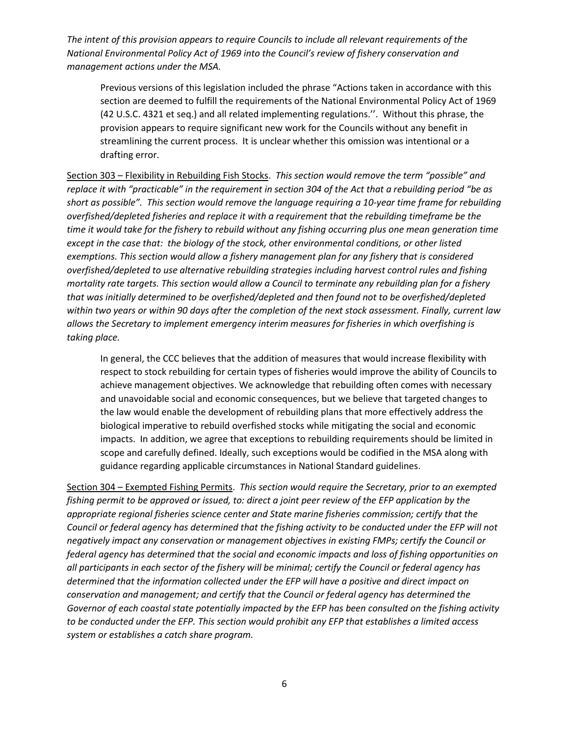*The intent of this provision appears to require Councils to include all relevant requirements of the National Environmental Policy Act of 1969 into the Council's review of fishery conservation and management actions under the MSA.*

> Previous versions of this legislation included the phrase "Actions taken in accordance with this section are deemed to fulfill the requirements of the National Environmental Policy Act of 1969 (42 U.S.C. 4321 et seq.) and all related implementing regulations.''. Without this phrase, the provision appears to require significant new work for the Councils without any benefit in streamlining the current process. It is unclear whether this omission was intentional or a drafting error.

Section 303 – Flexibility in Rebuilding Fish Stocks. *This section would remove the term "possible" and replace it with "practicable" in the requirement in section 304 of the Act that a rebuilding period "be as short as possible". This section would remove the language requiring a 10-year time frame for rebuilding overfished/depleted fisheries and replace it with a requirement that the rebuilding timeframe be the time it would take for the fishery to rebuild without any fishing occurring plus one mean generation time except in the case that: the biology of the stock, other environmental conditions, or other listed exemptions. This section would allow a fishery management plan for any fishery that is considered overfished/depleted to use alternative rebuilding strategies including harvest control rules and fishing mortality rate targets. This section would allow a Council to terminate any rebuilding plan for a fishery that was initially determined to be overfished/depleted and then found not to be overfished/depleted within two years or within 90 days after the completion of the next stock assessment. Finally, current law allows the Secretary to implement emergency interim measures for fisheries in which overfishing is taking place.*

> In general, the CCC believes that the addition of measures that would increase flexibility with respect to stock rebuilding for certain types of fisheries would improve the ability of Councils to achieve management objectives. We acknowledge that rebuilding often comes with necessary and unavoidable social and economic consequences, but we believe that targeted changes to the law would enable the development of rebuilding plans that more effectively address the biological imperative to rebuild overfished stocks while mitigating the social and economic impacts. In addition, we agree that exceptions to rebuilding requirements should be limited in scope and carefully defined. Ideally, such exceptions would be codified in the MSA along with guidance regarding applicable circumstances in National Standard guidelines.

Section 304 – Exempted Fishing Permits. *This section would require the Secretary, prior to an exempted fishing permit to be approved or issued, to: direct a joint peer review of the EFP application by the appropriate regional fisheries science center and State marine fisheries commission; certify that the Council or federal agency has determined that the fishing activity to be conducted under the EFP will not negatively impact any conservation or management objectives in existing FMPs; certify the Council or federal agency has determined that the social and economic impacts and loss of fishing opportunities on all participants in each sector of the fishery will be minimal; certify the Council or federal agency has determined that the information collected under the EFP will have a positive and direct impact on conservation and management; and certify that the Council or federal agency has determined the Governor of each coastal state potentially impacted by the EFP has been consulted on the fishing activity to be conducted under the EFP. This section would prohibit any EFP that establishes a limited access system or establishes a catch share program.*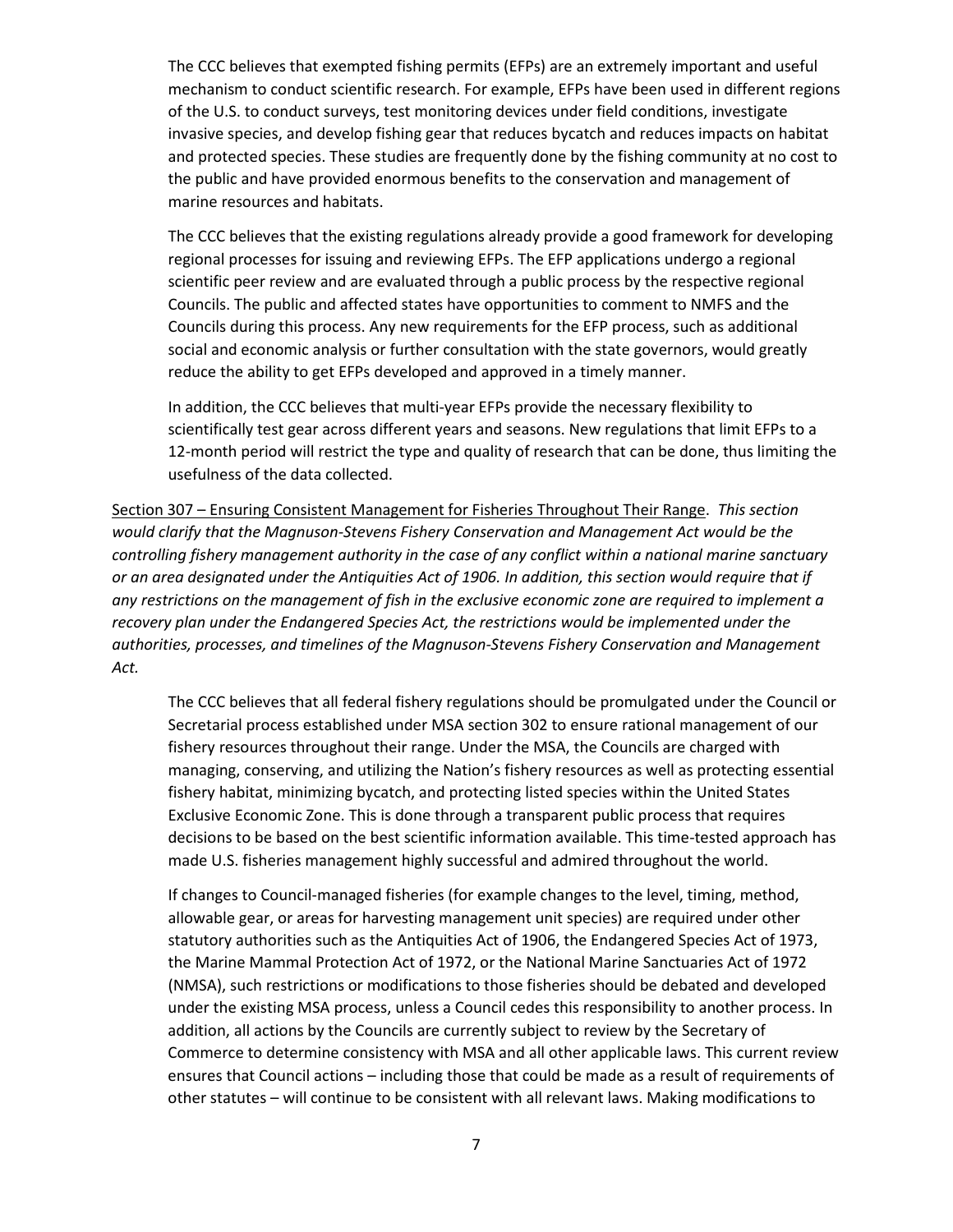The CCC believes that exempted fishing permits (EFPs) are an extremely important and useful mechanism to conduct scientific research. For example, EFPs have been used in different regions of the U.S. to conduct surveys, test monitoring devices under field conditions, investigate invasive species, and develop fishing gear that reduces bycatch and reduces impacts on habitat and protected species. These studies are frequently done by the fishing community at no cost to the public and have provided enormous benefits to the conservation and management of marine resources and habitats.

The CCC believes that the existing regulations already provide a good framework for developing regional processes for issuing and reviewing EFPs. The EFP applications undergo a regional scientific peer review and are evaluated through a public process by the respective regional Councils. The public and affected states have opportunities to comment to NMFS and the Councils during this process. Any new requirements for the EFP process, such as additional social and economic analysis or further consultation with the state governors, would greatly reduce the ability to get EFPs developed and approved in a timely manner.

In addition, the CCC believes that multi-year EFPs provide the necessary flexibility to scientifically test gear across different years and seasons. New regulations that limit EFPs to a 12-month period will restrict the type and quality of research that can be done, thus limiting the usefulness of the data collected.

<u>Section 307 – Ensuring Consistent Management for Fisheries Throughout Their Range</u>. *This section would clarify that the Magnuson-Stevens Fishery Conservation and Management Act would be the controlling fishery management authority in the case of any conflict within a national marine sanctuary or an area designated under the Antiquities Act of 1906. In addition, this section would require that if any restrictions on the management of fish in the exclusive economic zone are required to implement a recovery plan under the Endangered Species Act, the restrictions would be implemented under the authorities, processes, and timelines of the Magnuson-Stevens Fishery Conservation and Management Act.*

The CCC believes that all federal fishery regulations should be promulgated under the Council or Secretarial process established under MSA section 302 to ensure rational management of our fishery resources throughout their range. Under the MSA, the Councils are charged with managing, conserving, and utilizing the Nation's fishery resources as well as protecting essential fishery habitat, minimizing bycatch, and protecting listed species within the United States Exclusive Economic Zone. This is done through a transparent public process that requires decisions to be based on the best scientific information available. This time-tested approach has made U.S. fisheries management highly successful and admired throughout the world.

If changes to Council-managed fisheries (for example changes to the level, timing, method, allowable gear, or areas for harvesting management unit species) are required under other statutory authorities such as the Antiquities Act of 1906, the Endangered Species Act of 1973, the Marine Mammal Protection Act of 1972, or the National Marine Sanctuaries Act of 1972 (NMSA), such restrictions or modifications to those fisheries should be debated and developed under the existing MSA process, unless a Council cedes this responsibility to another process. In addition, all actions by the Councils are currently subject to review by the Secretary of Commerce to determine consistency with MSA and all other applicable laws. This current review ensures that Council actions – including those that could be made as a result of requirements of other statutes – will continue to be consistent with all relevant laws. Making modifications to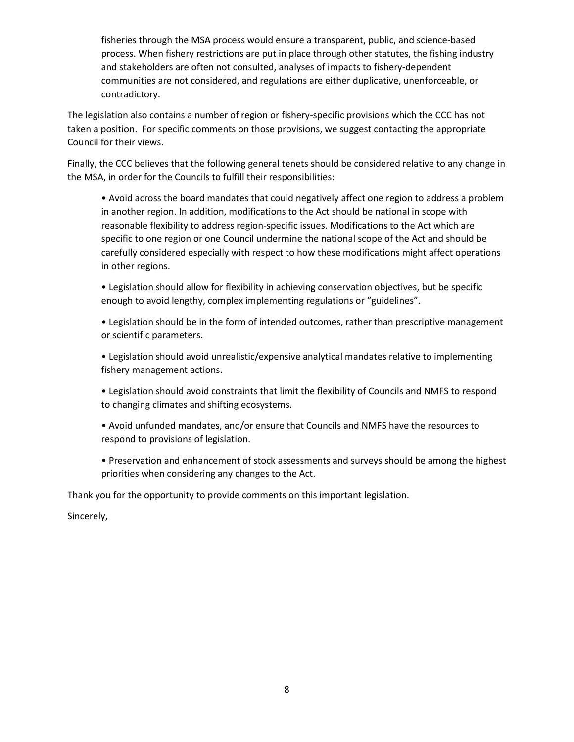fisheries through the MSA process would ensure a transparent, public, and science-based process. When fishery restrictions are put in place through other statutes, the fishing industry and stakeholders are often not consulted, analyses of impacts to fishery-dependent communities are not considered, and regulations are either duplicative, unenforceable, or contradictory.

The legislation also contains a number of region or fishery-specific provisions which the CCC has not taken a position. For specific comments on those provisions, we suggest contacting the appropriate Council for their views.

Finally, the CCC believes that the following general tenets should be considered relative to any change in the MSA, in order for the Councils to fulfill their responsibilities:

- Avoid across the board mandates that could negatively affect one region to address a problem in another region. In addition, modifications to the Act should be national in scope with reasonable flexibility to address region-specific issues. Modifications to the Act which are specific to one region or one Council undermine the national scope of the Act and should be carefully considered especially with respect to how these modifications might affect operations in other regions.

- Legislation should allow for flexibility in achieving conservation objectives, but be specific enough to avoid lengthy, complex implementing regulations or "guidelines".

- Legislation should be in the form of intended outcomes, rather than prescriptive management or scientific parameters.

- Legislation should avoid unrealistic/expensive analytical mandates relative to implementing fishery management actions.

- Legislation should avoid constraints that limit the flexibility of Councils and NMFS to respond to changing climates and shifting ecosystems.

- Avoid unfunded mandates, and/or ensure that Councils and NMFS have the resources to respond to provisions of legislation.

- Preservation and enhancement of stock assessments and surveys should be among the highest priorities when considering any changes to the Act.

Thank you for the opportunity to provide comments on this important legislation.

Sincerely,